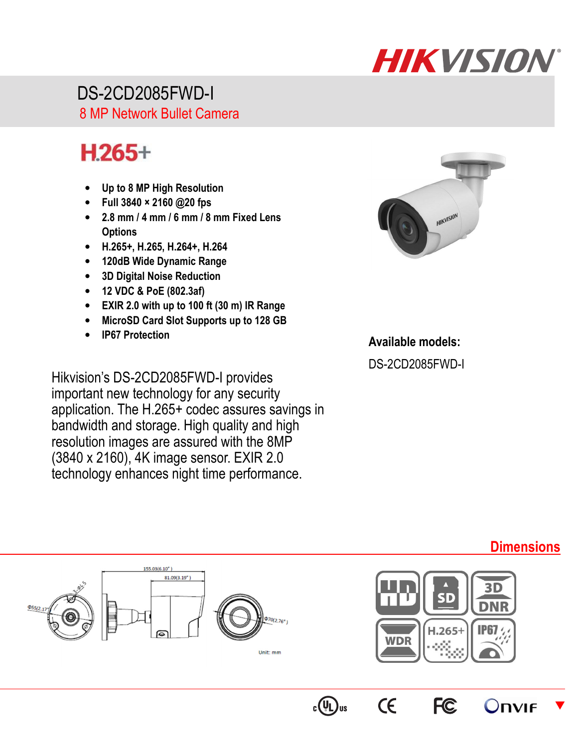# DS-2CD2085FWD-I

## 8 MP Network Bullet Camera

**H.265+**

- **Up to 8 MP High Resolution**
- **Full 3840 × 2160 @20 fps**
- **2.8 mm / 4 mm / 6 mm / 8 mm Fixed Lens Options**
- **H.265+, H.265, H.264+, H.264**
- **120dB Wide Dynamic Range**
- **3D Digital Noise Reduction**
- **12 VDC & PoE (802.3af)**
- **EXIR 2.0 with up to 100 ft (30 m) IR Range**
- **MicroSD Card Slot Supports up to 128 GB**
- **IP67 Protection**

Hikvision's DS-2CD2085FWD-I provides important new technology for any security application. The H.265+ codec assures savings in bandwidth and storage. High quality and high resolution images are assured with the 8MP (3840 x 2160), 4K image sensor. EXIR 2.0 technology enhances night time performance.

**Available models:**

DS-2CD2085FWD-I

## Dimensions

155.03(6.10")

81.09(3.19")

Φ55(2.17")

3-Φ4.5

Φ70(2.76")

Unit: mm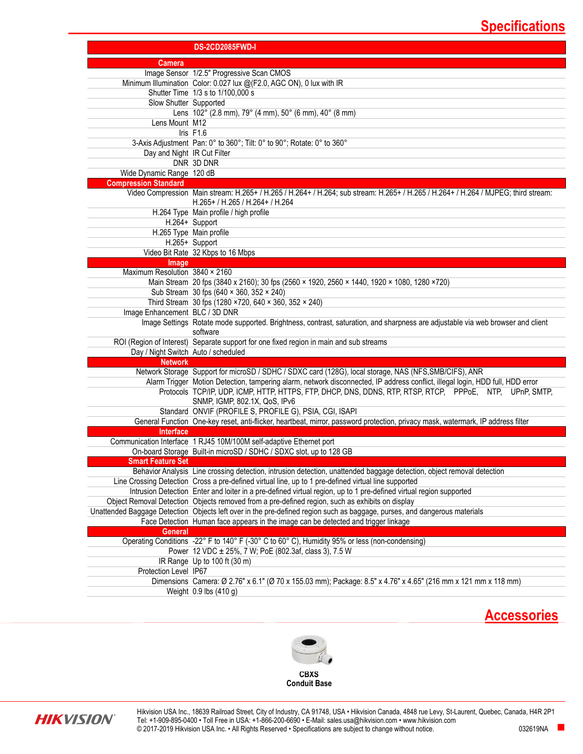## Specifications

| DS-2CD2085FWD-I | |
|---|---|
| **Camera** | |
| Image Sensor | 1/2.5" Progressive Scan CMOS |
| Minimum Illumination | Color: 0.027 lux @(F2.0, AGC ON), 0 lux with IR |
| Shutter Time | 1/3 s to 1/100,000 s |
| Slow Shutter | Supported |
| Lens | 102° (2.8 mm), 79° (4 mm), 50° (6 mm), 40° (8 mm) |
| Lens Mount | M12 |
| Iris | F1.6 |
| 3-Axis Adjustment | Pan: 0° to 360°; Tilt: 0° to 90°; Rotate: 0° to 360° |
| Day and Night | IR Cut Filter |
| DNR | 3D DNR |
| Wide Dynamic Range | 120 dB |
| **Compression Standard** | |
| Video Compression | Main stream: H.265+ / H.265 / H.264+ / H.264; sub stream: H.265+ / H.265 / H.264+ / H.264 / MJPEG; third stream: H.265+ / H.265 / H.264+ / H.264 |
| H.264 Type | Main profile / high profile |
| H.264+ | Support |
| H.265 Type | Main profile |
| H.265+ | Support |
| Video Bit Rate | 32 Kbps to 16 Mbps |
| **Image** | |
| Maximum Resolution | 3840 × 2160 |
| Main Stream | 20 fps (3840 x 2160); 30 fps (2560 × 1920, 2560 × 1440, 1920 × 1080, 1280 ×720) |
| Sub Stream | 30 fps (640 × 360, 352 × 240) |
| Third Stream | 30 fps (1280 ×720, 640 × 360, 352 × 240) |
| Image Enhancement | BLC / 3D DNR |
| Image Settings | Rotate mode supported. Brightness, contrast, saturation, and sharpness are adjustable via web browser and client software |
| ROI (Region of Interest) | Separate support for one fixed region in main and sub streams |
| Day / Night Switch | Auto / scheduled |
| **Network** | |
| Network Storage | Support for microSD / SDHC / SDXC card (128G), local storage, NAS (NFS,SMB/CIFS), ANR |
| Alarm Trigger | Motion Detection, tampering alarm, network disconnected, IP address conflict, illegal login, HDD full, HDD error |
| Protocols | TCP/IP, UDP, ICMP, HTTP, HTTPS, FTP, DHCP, DNS, DDNS, RTP, RTSP, RTCP, PPPoE, NTP, UPnP, SMTP, SNMP, IGMP, 802.1X, QoS, IPv6 |
| Standard | ONVIF (PROFILE S, PROFILE G), PSIA, CGI, ISAPI |
| General Function | One-key reset, anti-flicker, heartbeat, mirror, password protection, privacy mask, watermark, IP address filter |
| **Interface** | |
| Communication Interface | 1 RJ45 10M/100M self-adaptive Ethernet port |
| On-board Storage | Built-in microSD / SDHC / SDXC slot, up to 128 GB |
| **Smart Feature Set** | |
| Behavior Analysis | Line crossing detection, intrusion detection, unattended baggage detection, object removal detection |
| Line Crossing Detection | Cross a pre-defined virtual line, up to 1 pre-defined virtual line supported |
| Intrusion Detection | Enter and loiter in a pre-defined virtual region, up to 1 pre-defined virtual region supported |
| Object Removal Detection | Objects removed from a pre-defined region, such as exhibits on display |
| Unattended Baggage Detection | Objects left over in the pre-defined region such as baggage, purses, and dangerous materials |
| Face Detection | Human face appears in the image can be detected and trigger linkage |
| **General** | |
| Operating Conditions | -22° F to 140° F (-30° C to 60° C), Humidity 95% or less (non-condensing) |
| Power | 12 VDC ± 25%, 7 W; PoE (802.3af, class 3), 7.5 W |
| IR Range | Up to 100 ft (30 m) |
| Protection Level | IP67 |
| Dimensions | Camera: Ø 2.76" x 6.1" (Ø 70 x 155.03 mm); Package: 8.5" x 4.76" x 4.65" (216 mm x 121 mm x 118 mm) |
| Weight | 0.9 lbs (410 g) |

## Accessories

**CBXS**
**Conduit Base**

HIKVISION

Hikvision USA Inc., 18639 Railroad Street, City of Industry, CA 91748, USA • Hikvision Canada, 4848 rue Levy, St-Laurent, Quebec, Canada, H4R 2P1
Tel: +1-909-895-0400 • Toll Free in USA: +1-866-200-6690 • E-Mail: sales.usa@hikvision.com • www.hikvision.com
© 2017-2019 Hikvision USA Inc. • All Rights Reserved • Specifications are subject to change without notice.

032619NA